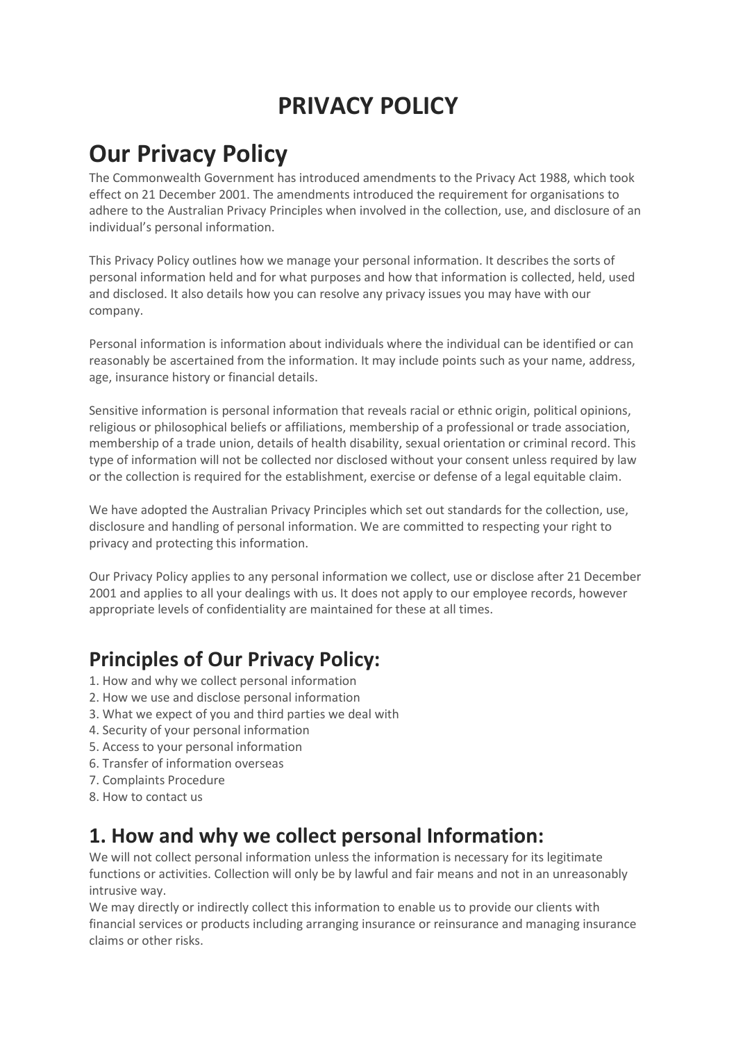# PRIVACY POLICY

# Our Privacy Policy

The Commonwealth Government has introduced amendments to the Privacy Act 1988, which took effect on 21 December 2001. The amendments introduced the requirement for organisations to adhere to the Australian Privacy Principles when involved in the collection, use, and disclosure of an individual's personal information.

This Privacy Policy outlines how we manage your personal information. It describes the sorts of personal information held and for what purposes and how that information is collected, held, used and disclosed. It also details how you can resolve any privacy issues you may have with our company.

Personal information is information about individuals where the individual can be identified or can reasonably be ascertained from the information. It may include points such as your name, address, age, insurance history or financial details.

Sensitive information is personal information that reveals racial or ethnic origin, political opinions, religious or philosophical beliefs or affiliations, membership of a professional or trade association, membership of a trade union, details of health disability, sexual orientation or criminal record. This type of information will not be collected nor disclosed without your consent unless required by law or the collection is required for the establishment, exercise or defense of a legal equitable claim.

We have adopted the Australian Privacy Principles which set out standards for the collection, use, disclosure and handling of personal information. We are committed to respecting your right to privacy and protecting this information.

Our Privacy Policy applies to any personal information we collect, use or disclose after 21 December 2001 and applies to all your dealings with us. It does not apply to our employee records, however appropriate levels of confidentiality are maintained for these at all times.

## Principles of Our Privacy Policy:

1. How and why we collect personal information
2. How we use and disclose personal information
3. What we expect of you and third parties we deal with
4. Security of your personal information
5. Access to your personal information
6. Transfer of information overseas
7. Complaints Procedure
8. How to contact us

## 1. How and why we collect personal Information:

We will not collect personal information unless the information is necessary for its legitimate functions or activities. Collection will only be by lawful and fair means and not in an unreasonably intrusive way.

We may directly or indirectly collect this information to enable us to provide our clients with financial services or products including arranging insurance or reinsurance and managing insurance claims or other risks.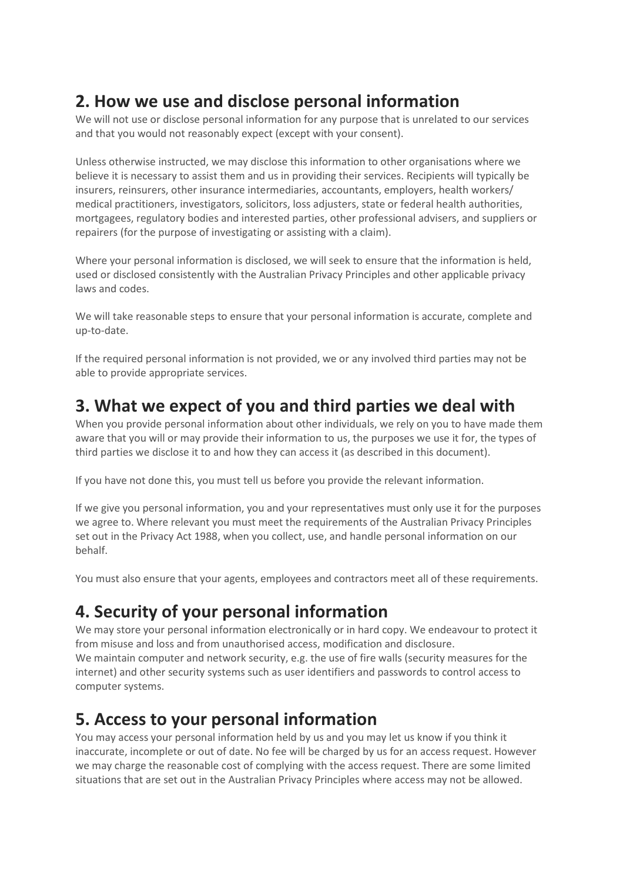## 2. How we use and disclose personal information

We will not use or disclose personal information for any purpose that is unrelated to our services and that you would not reasonably expect (except with your consent).

Unless otherwise instructed, we may disclose this information to other organisations where we believe it is necessary to assist them and us in providing their services. Recipients will typically be insurers, reinsurers, other insurance intermediaries, accountants, employers, health workers/ medical practitioners, investigators, solicitors, loss adjusters, state or federal health authorities, mortgagees, regulatory bodies and interested parties, other professional advisers, and suppliers or repairers (for the purpose of investigating or assisting with a claim).

Where your personal information is disclosed, we will seek to ensure that the information is held, used or disclosed consistently with the Australian Privacy Principles and other applicable privacy laws and codes.

We will take reasonable steps to ensure that your personal information is accurate, complete and up-to-date.

If the required personal information is not provided, we or any involved third parties may not be able to provide appropriate services.

## 3. What we expect of you and third parties we deal with

When you provide personal information about other individuals, we rely on you to have made them aware that you will or may provide their information to us, the purposes we use it for, the types of third parties we disclose it to and how they can access it (as described in this document).

If you have not done this, you must tell us before you provide the relevant information.

If we give you personal information, you and your representatives must only use it for the purposes we agree to. Where relevant you must meet the requirements of the Australian Privacy Principles set out in the Privacy Act 1988, when you collect, use, and handle personal information on our behalf.

You must also ensure that your agents, employees and contractors meet all of these requirements.

## 4. Security of your personal information

We may store your personal information electronically or in hard copy. We endeavour to protect it from misuse and loss and from unauthorised access, modification and disclosure.
We maintain computer and network security, e.g. the use of fire walls (security measures for the internet) and other security systems such as user identifiers and passwords to control access to computer systems.

## 5. Access to your personal information

You may access your personal information held by us and you may let us know if you think it inaccurate, incomplete or out of date. No fee will be charged by us for an access request. However we may charge the reasonable cost of complying with the access request. There are some limited situations that are set out in the Australian Privacy Principles where access may not be allowed.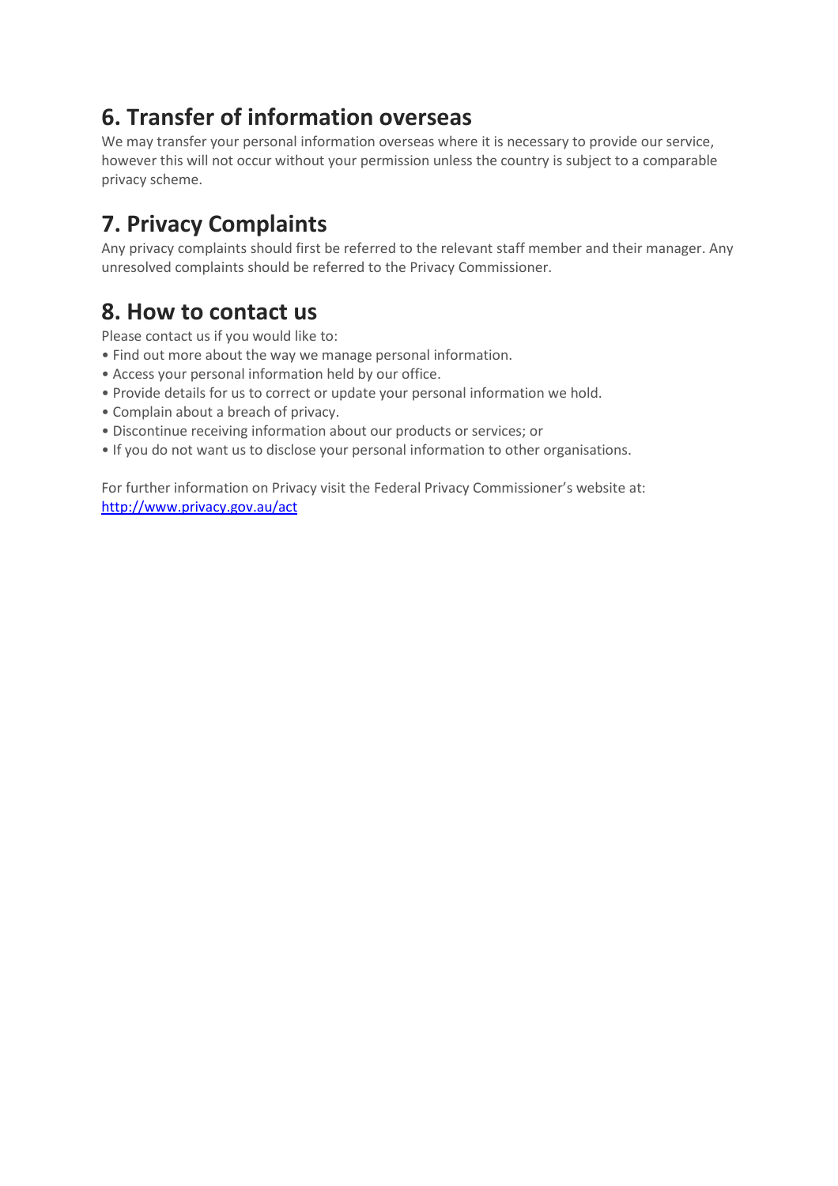## 6. Transfer of information overseas

We may transfer your personal information overseas where it is necessary to provide our service, however this will not occur without your permission unless the country is subject to a comparable privacy scheme.

## 7. Privacy Complaints

Any privacy complaints should first be referred to the relevant staff member and their manager. Any unresolved complaints should be referred to the Privacy Commissioner.

## 8. How to contact us

Please contact us if you would like to:

- Find out more about the way we manage personal information.
- Access your personal information held by our office.
- Provide details for us to correct or update your personal information we hold.
- Complain about a breach of privacy.
- Discontinue receiving information about our products or services; or
- If you do not want us to disclose your personal information to other organisations.

For further information on Privacy visit the Federal Privacy Commissioner's website at: [http://www.privacy.gov.au/act](http://www.privacy.gov.au/act)